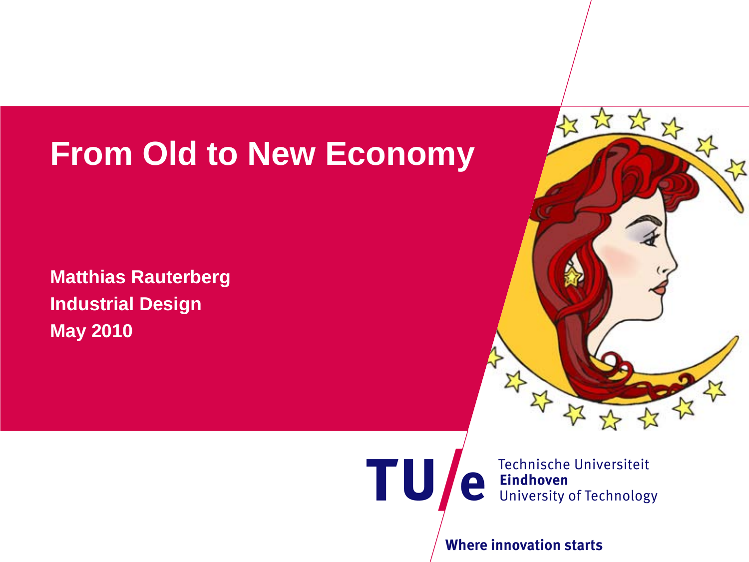# From Old to New Economy

**Matthias Rauterberg**
**Industrial Design**
**May 2010**

Technische Universiteit **Eindhoven** University of Technology

**Where innovation starts**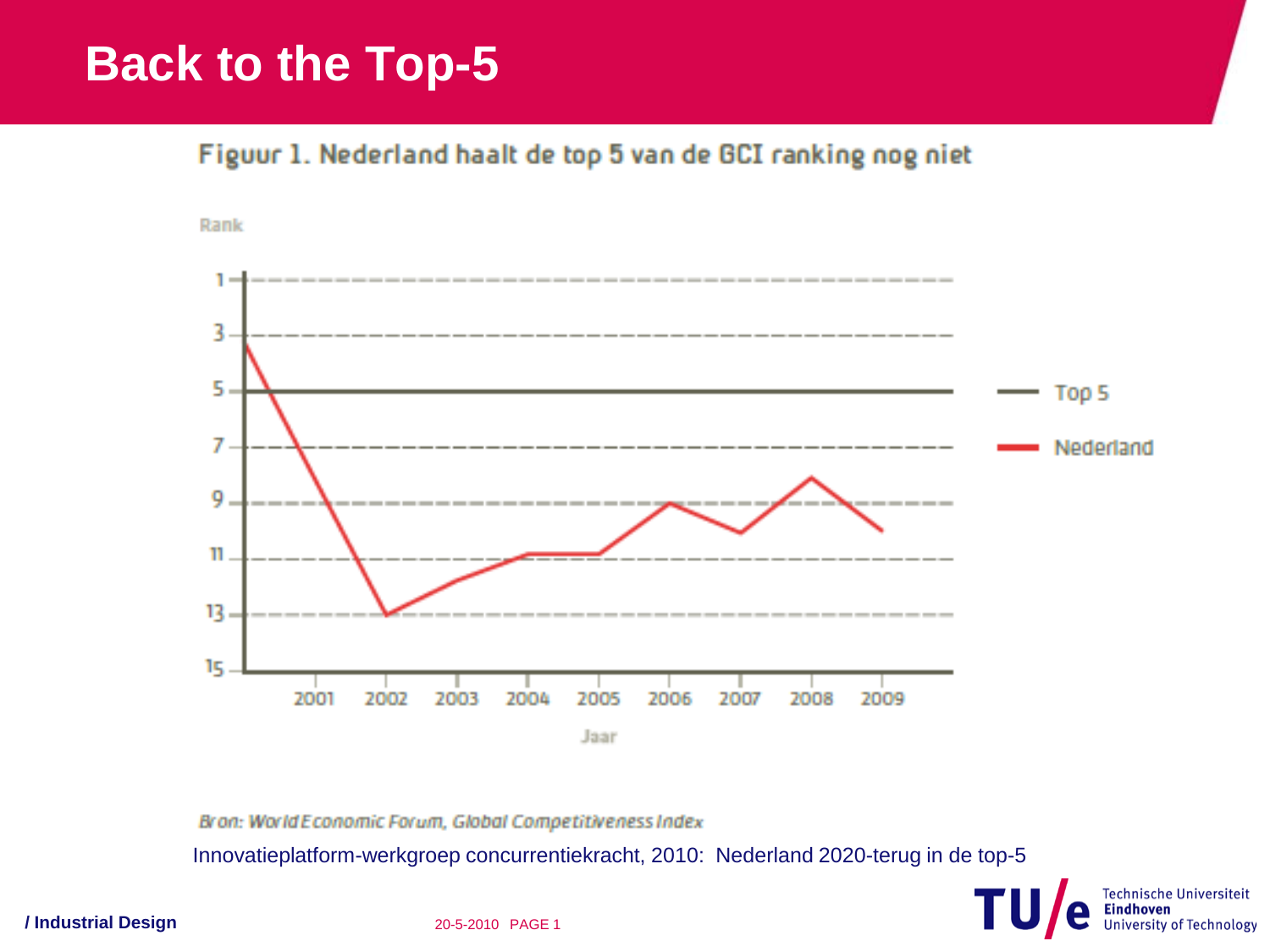# Back to the Top-5

Figuur 1. Nederland haalt de top 5 van de GCI ranking nog niet

Bron: World Economic Forum, Global Competitiveness Index

Innovatieplatform-werkgroep concurrentiekracht, 2010: Nederland 2020-terug in de top-5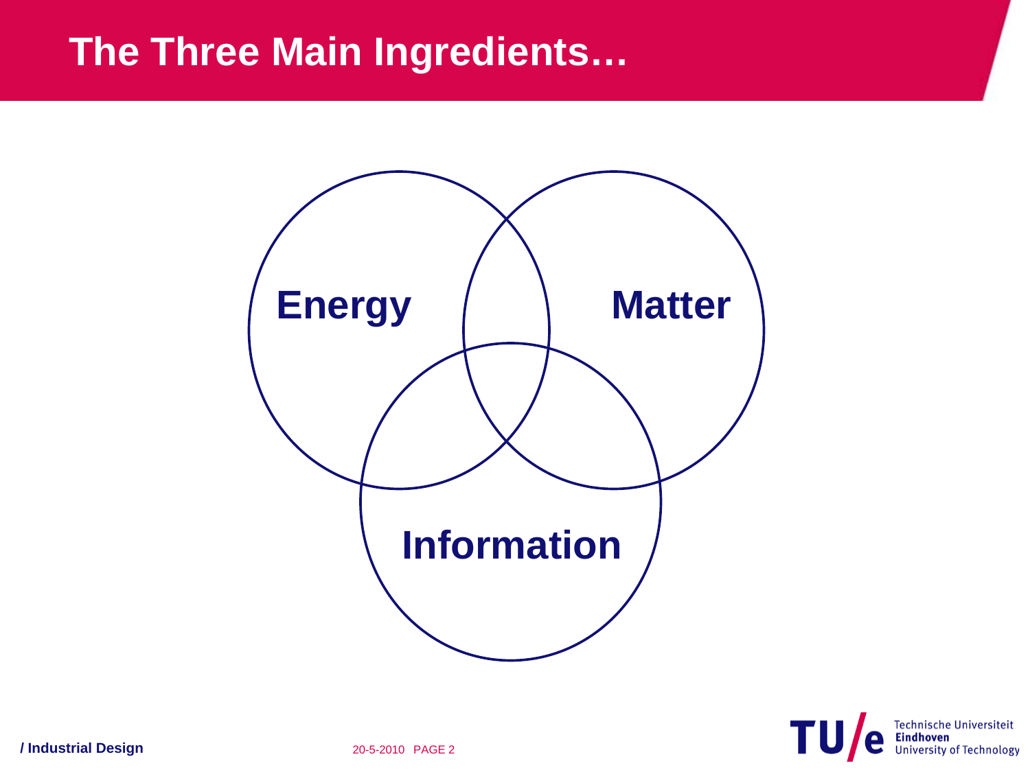# The Three Main Ingredients…

Energy

Matter

Information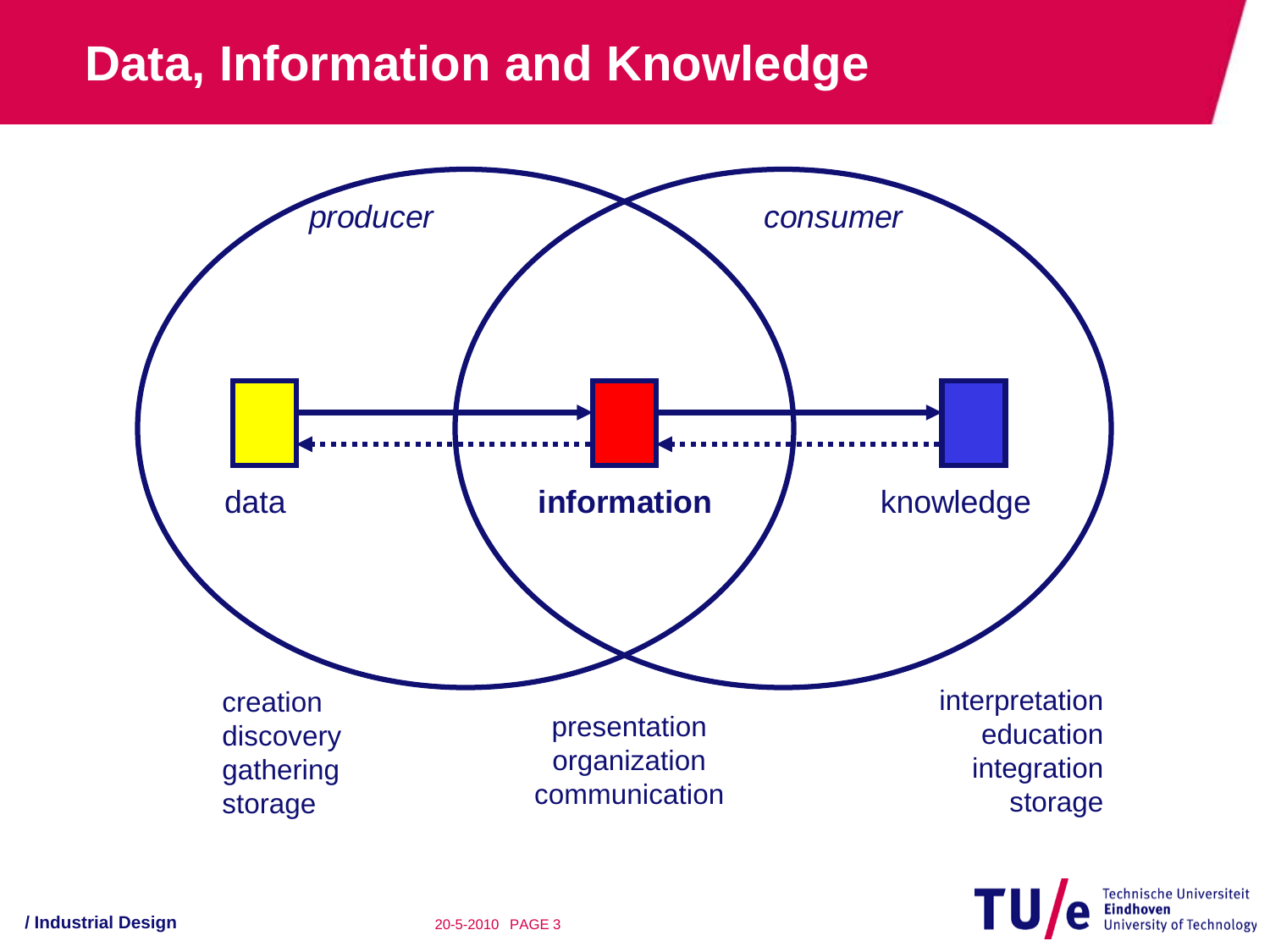# Data, Information and Knowledge

*producer*

*consumer*

data

**information**

knowledge

creation
discovery
gathering
storage

presentation
organization
communication

interpretation
education
integration
storage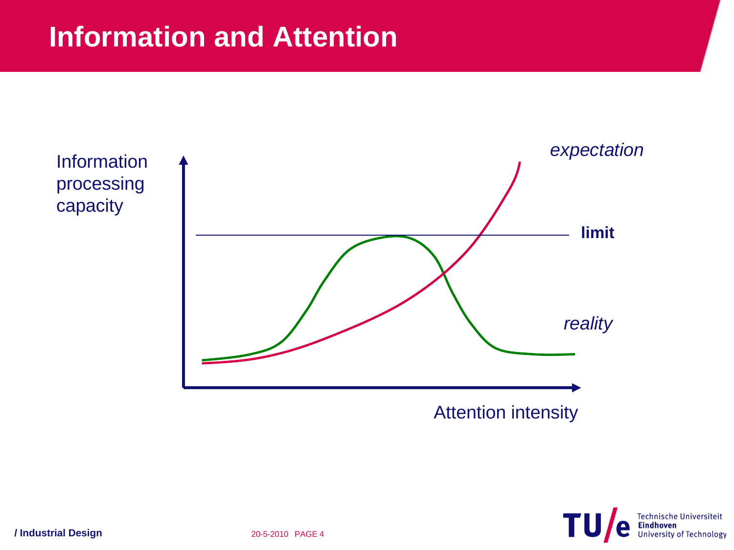# Information and Attention

Information processing capacity

expectation

limit

reality

Attention intensity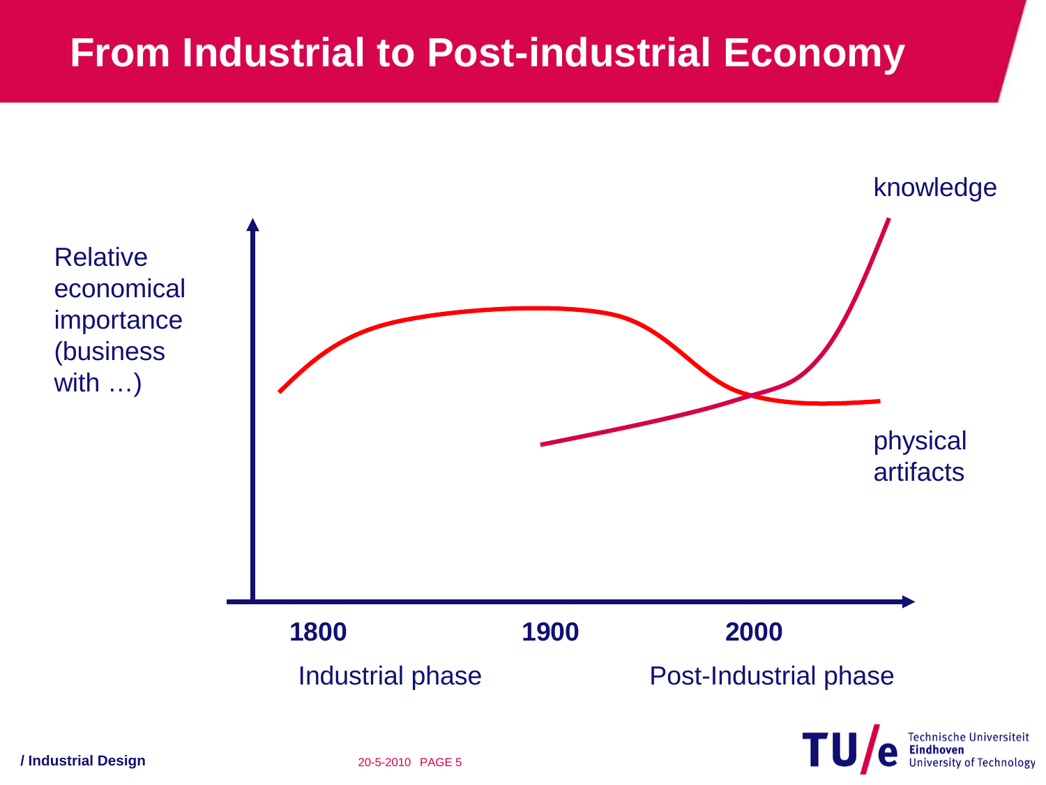# From Industrial to Post-industrial Economy

Relative economical importance (business with …)

knowledge

physical artifacts

**1800** **1900** **2000**

Industrial phase Post-Industrial phase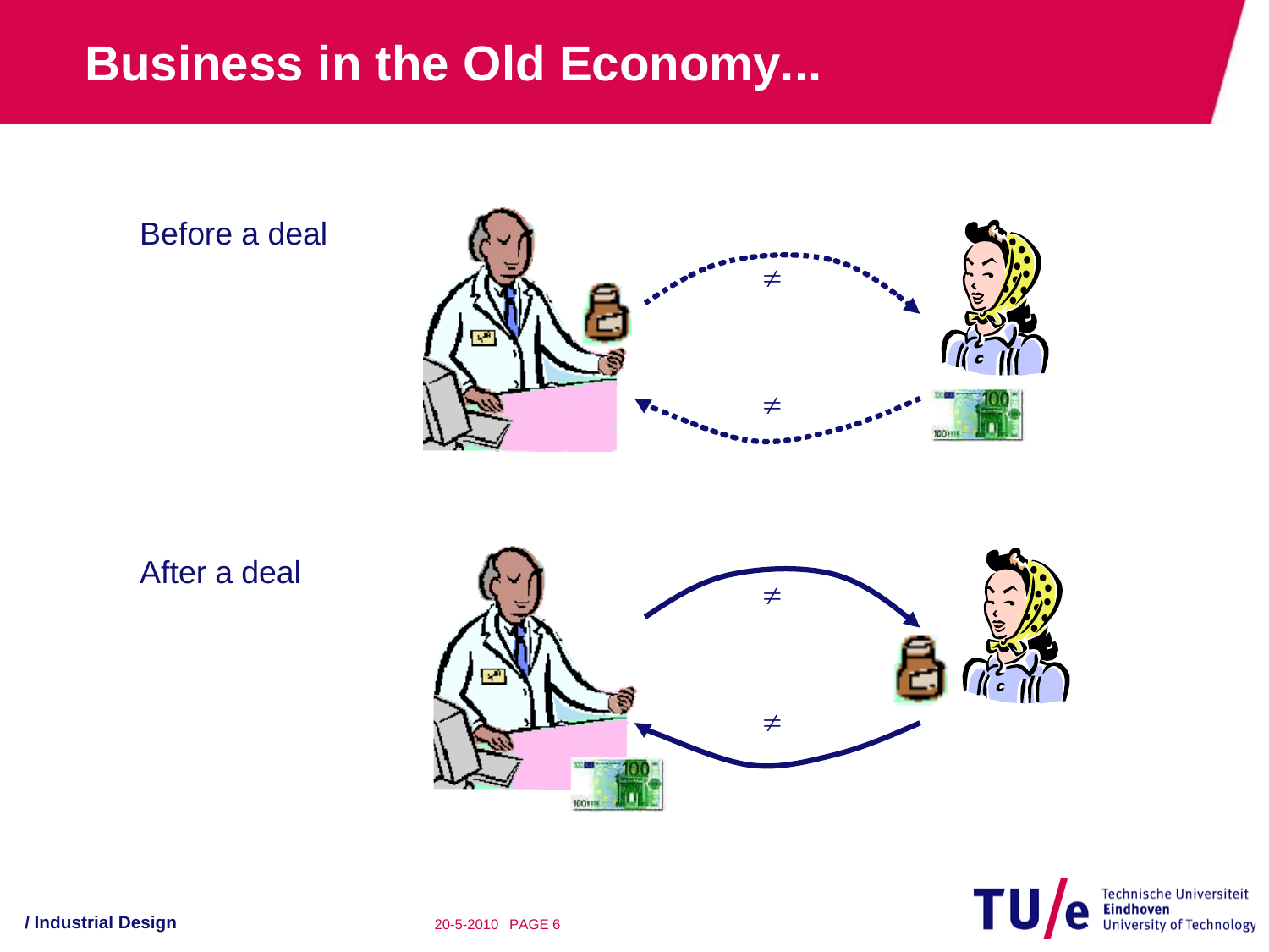# Business in the Old Economy...

Before a deal

$\neq$

$\neq$

After a deal

$\neq$

$\neq$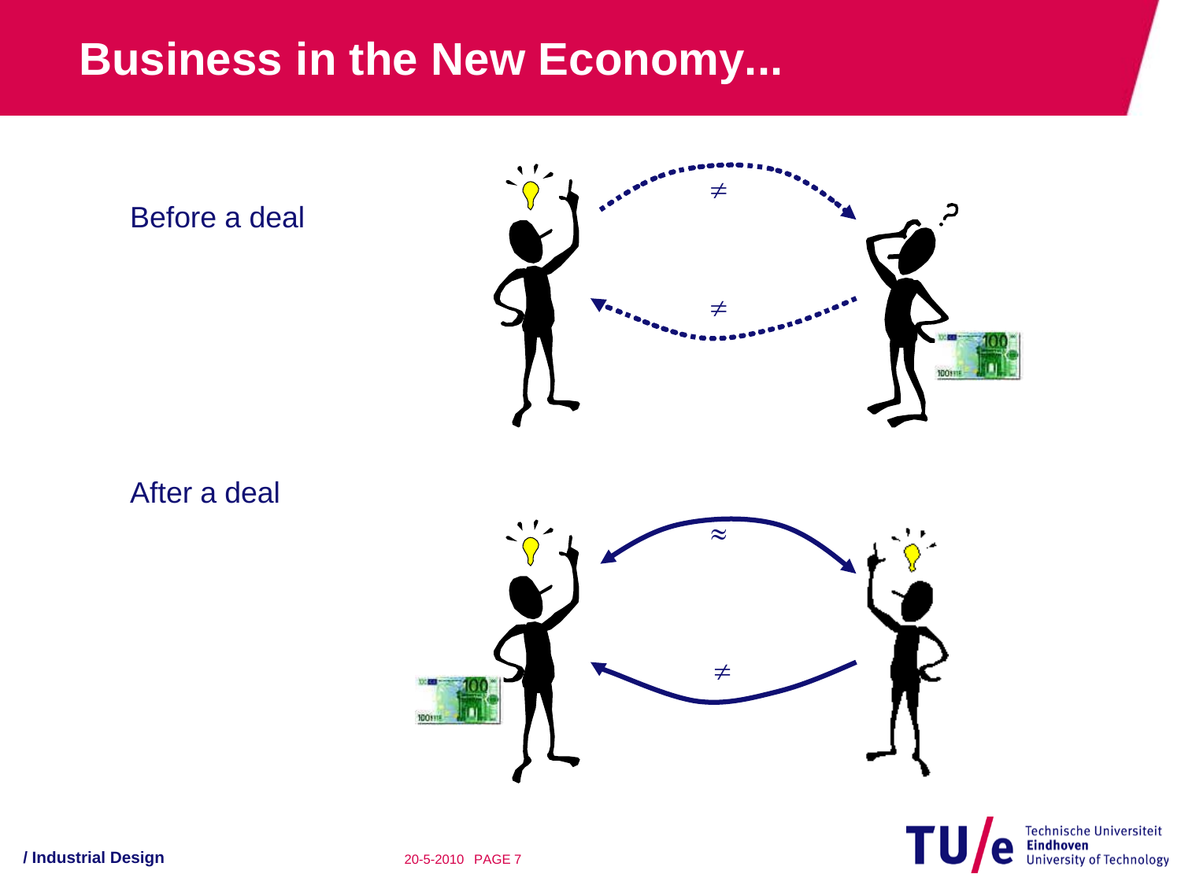# Business in the New Economy...

Before a deal

$\neq$

$\neq$

After a deal

$\approx$

$\neq$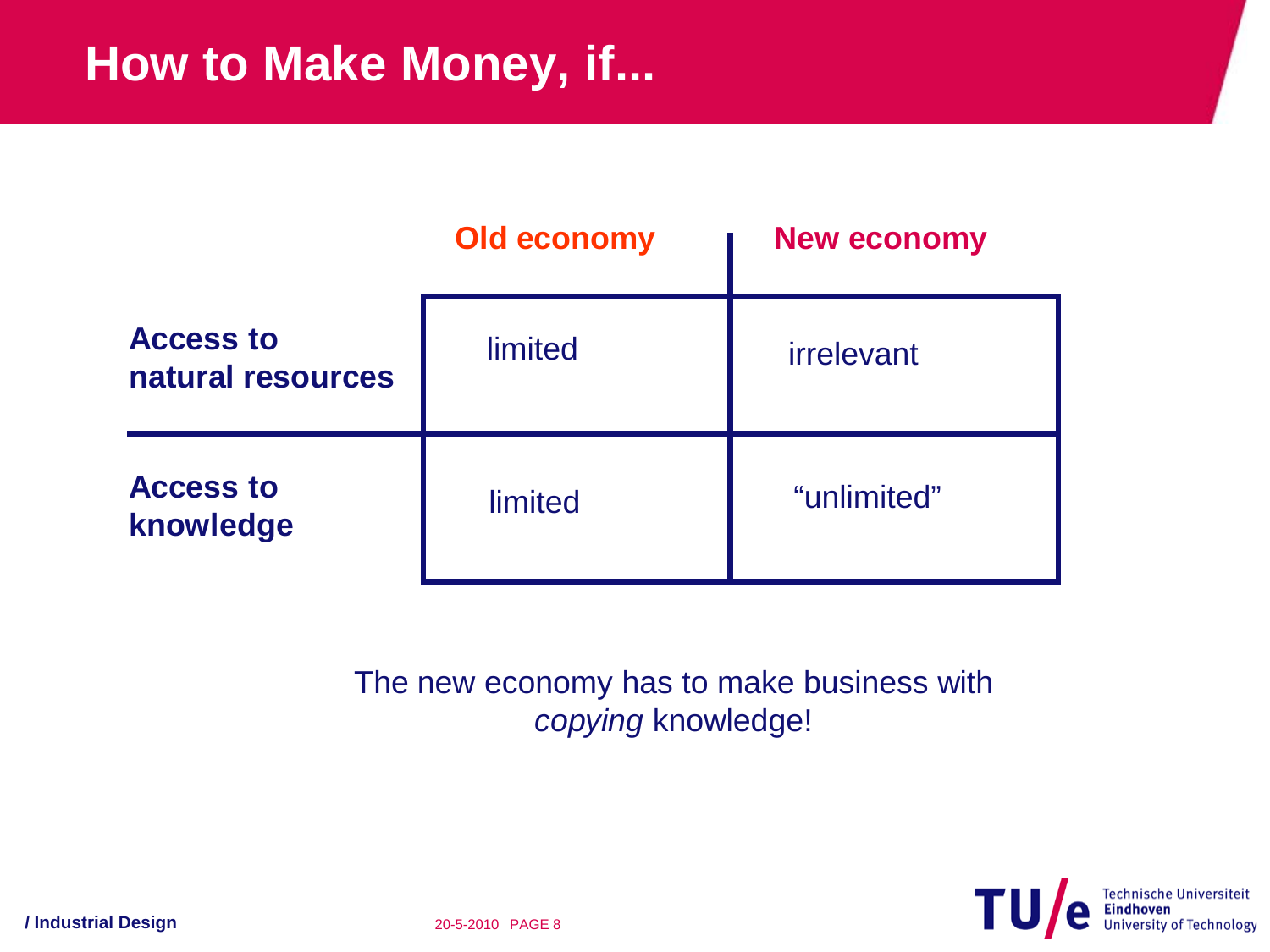# How to Make Money, if...

| | Old economy | New economy |
|---|---|---|
| **Access to natural resources** | limited | irrelevant |
| **Access to knowledge** | limited | “unlimited” |

The new economy has to make business with *copying* knowledge!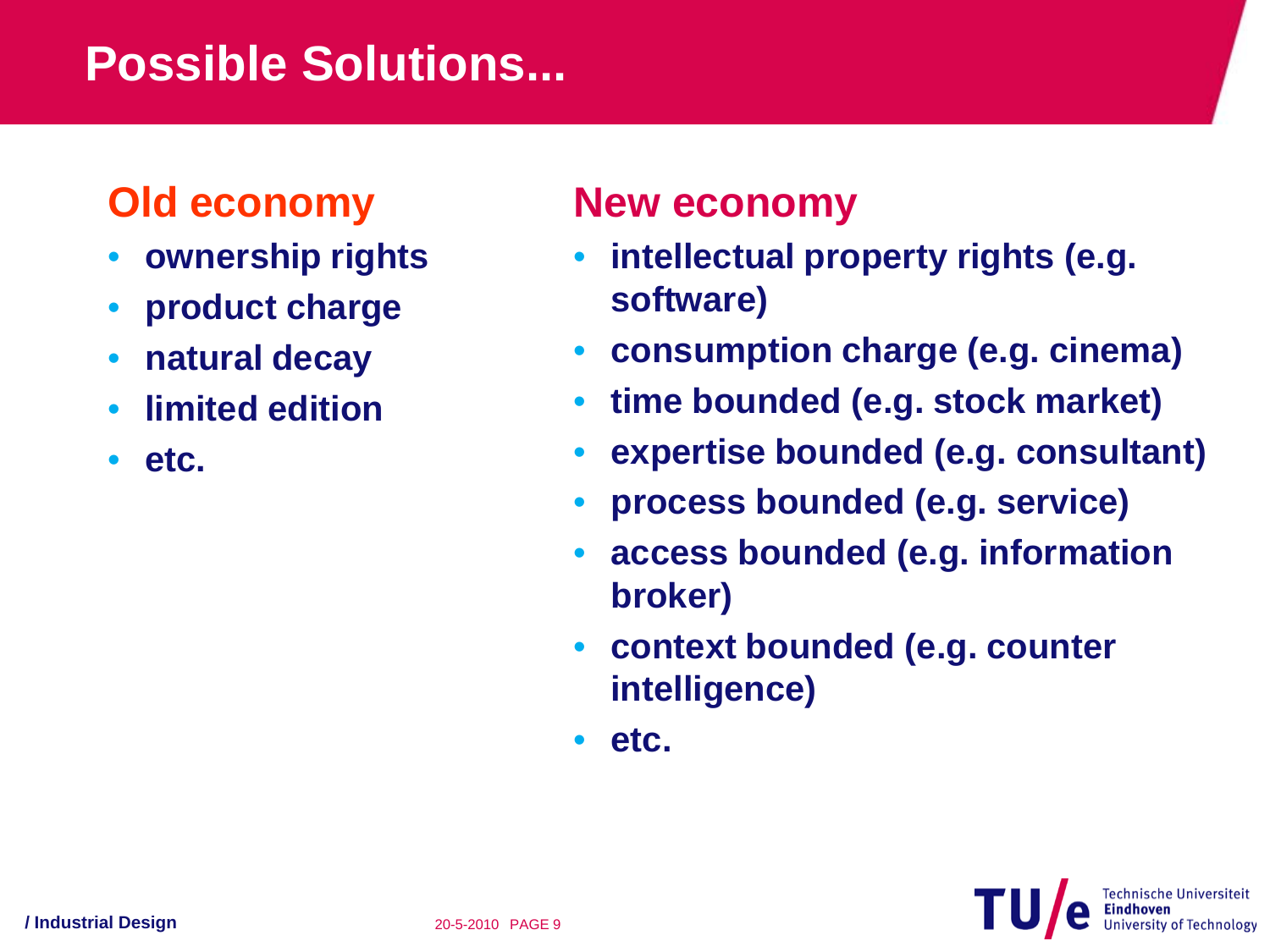# Possible Solutions...

## Old economy

- ownership rights
- product charge
- natural decay
- limited edition
- etc.

## New economy

- intellectual property rights (e.g. software)
- consumption charge (e.g. cinema)
- time bounded (e.g. stock market)
- expertise bounded (e.g. consultant)
- process bounded (e.g. service)
- access bounded (e.g. information broker)
- context bounded (e.g. counter intelligence)
- etc.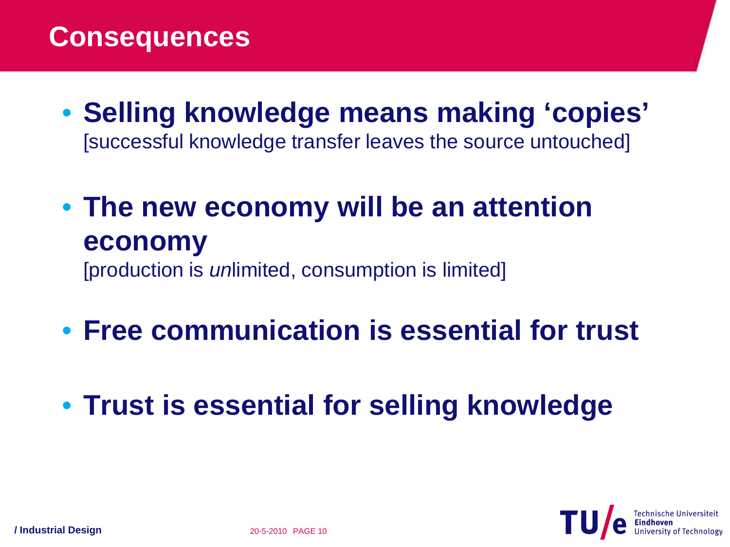# Consequences

- **Selling knowledge means making 'copies'**
  [successful knowledge transfer leaves the source untouched]
- **The new economy will be an attention economy**
  [production is *un*limited, consumption is limited]
- **Free communication is essential for trust**
- **Trust is essential for selling knowledge**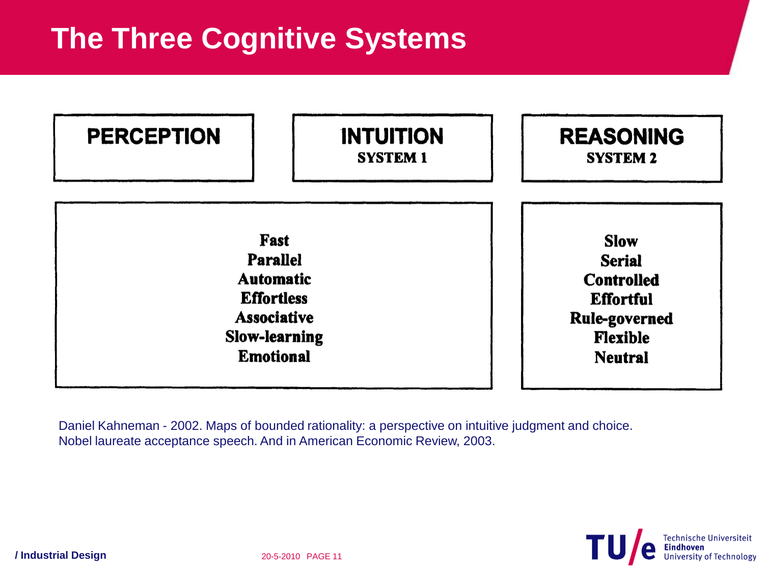# The Three Cognitive Systems

| PERCEPTION | INTUITION<br>SYSTEM 1 | REASONING<br>SYSTEM 2 |
|---|---|---|
| Fast<br>Parallel<br>Automatic<br>Effortless<br>Associative<br>Slow-learning<br>Emotional | | Slow<br>Serial<br>Controlled<br>Effortful<br>Rule-governed<br>Flexible<br>Neutral |

Daniel Kahneman - 2002. Maps of bounded rationality: a perspective on intuitive judgment and choice. Nobel laureate acceptance speech. And in American Economic Review, 2003.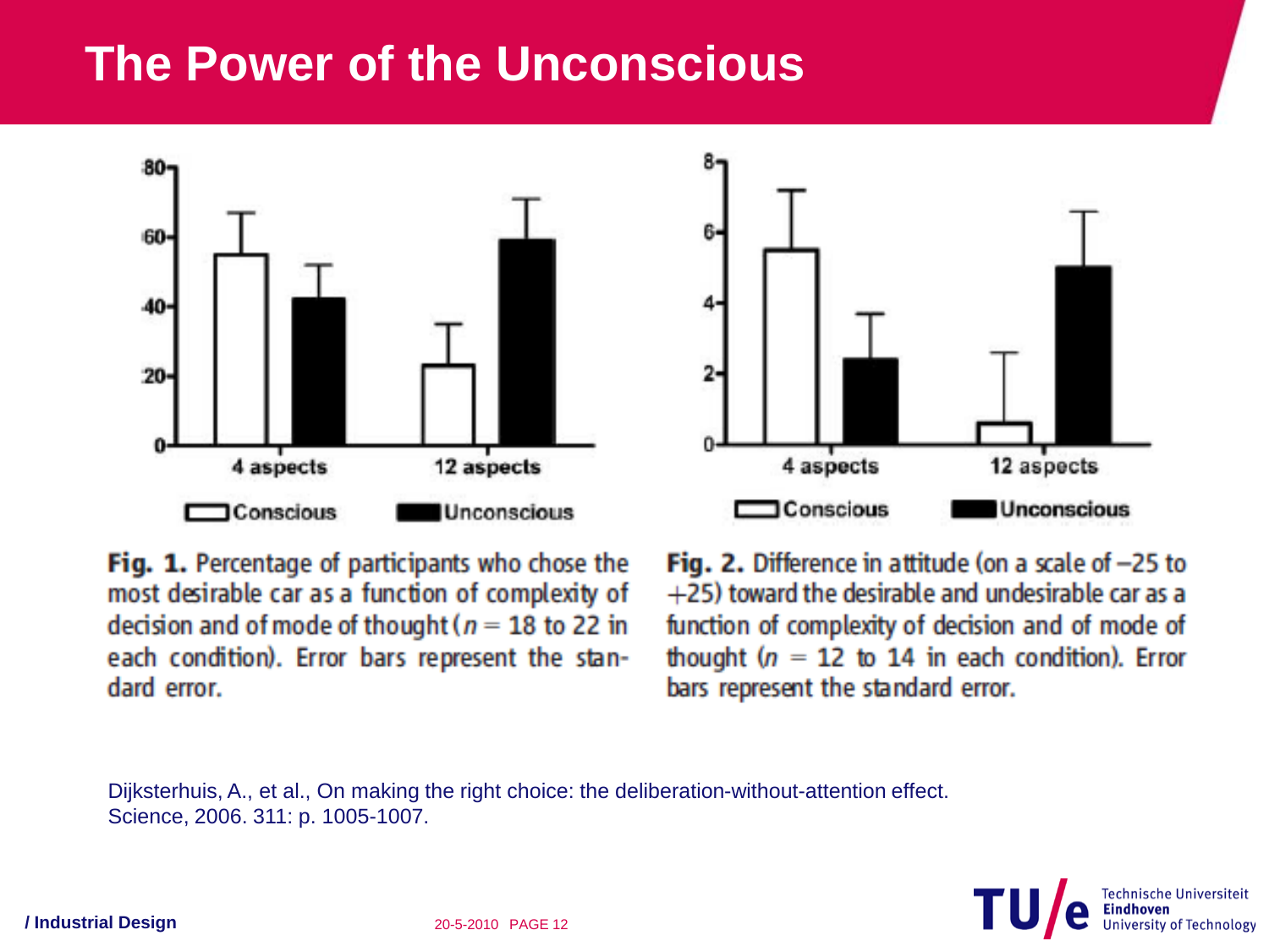# The Power of the Unconscious

**Fig. 1.** Percentage of participants who chose the most desirable car as a function of complexity of decision and of mode of thought ($n = 18$ to 22 in each condition). Error bars represent the standard error.

**Fig. 2.** Difference in attitude (on a scale of $-25$ to $+25$) toward the desirable and undesirable car as a function of complexity of decision and of mode of thought ($n = 12$ to 14 in each condition). Error bars represent the standard error.

Dijksterhuis, A., et al., On making the right choice: the deliberation-without-attention effect. Science, 2006. 311: p. 1005-1007.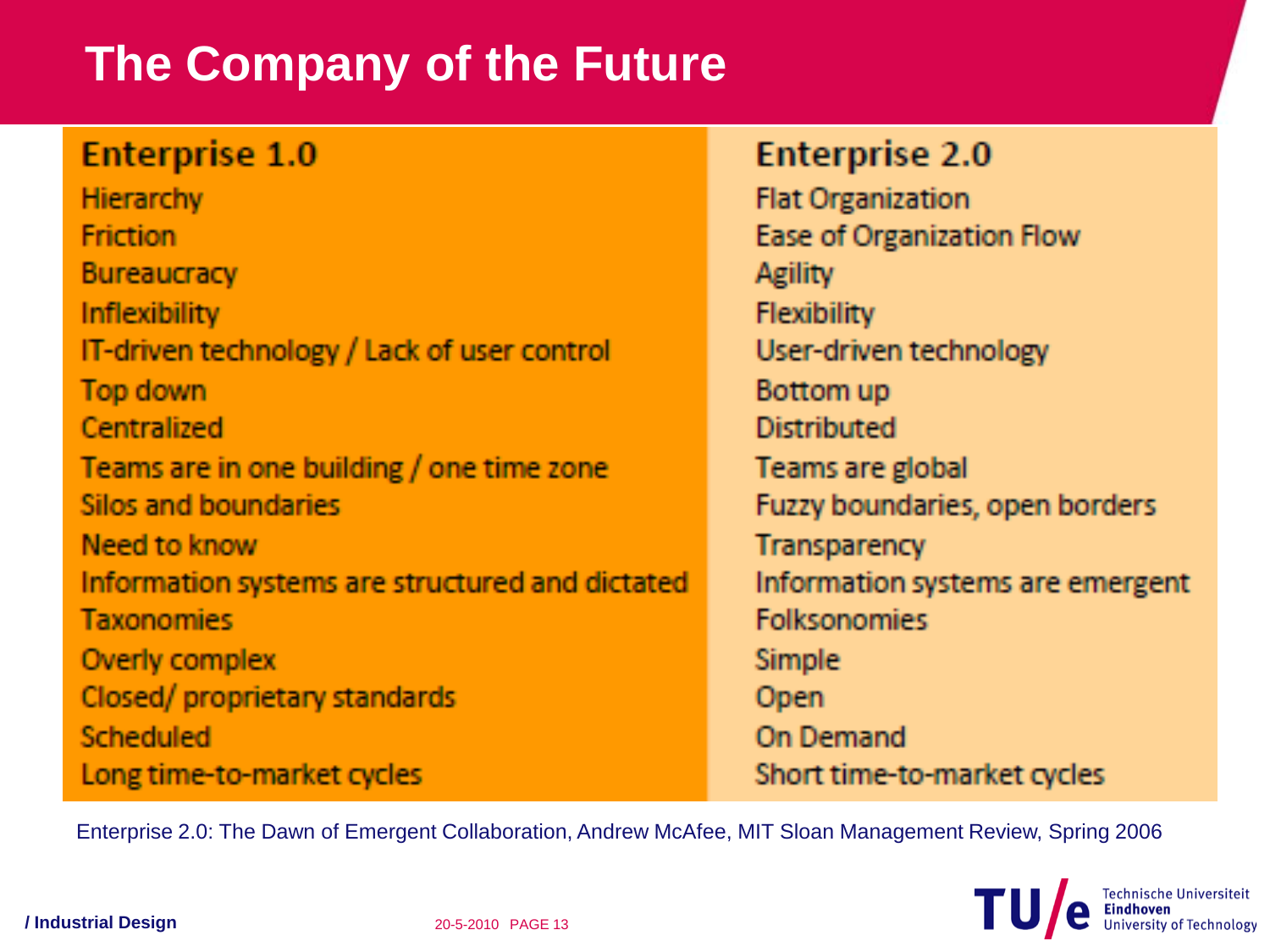# The Company of the Future

| Enterprise 1.0 | Enterprise 2.0 |
| --- | --- |
| Hierarchy | Flat Organization |
| Friction | Ease of Organization Flow |
| Bureaucracy | Agility |
| Inflexibility | Flexibility |
| IT-driven technology / Lack of user control | User-driven technology |
| Top down | Bottom up |
| Centralized | Distributed |
| Teams are in one building / one time zone | Teams are global |
| Silos and boundaries | Fuzzy boundaries, open borders |
| Need to know | Transparency |
| Information systems are structured and dictated | Information systems are emergent |
| Taxonomies | Folksonomies |
| Overly complex | Simple |
| Closed/ proprietary standards | Open |
| Scheduled | On Demand |
| Long time-to-market cycles | Short time-to-market cycles |

Enterprise 2.0: The Dawn of Emergent Collaboration, Andrew McAfee, MIT Sloan Management Review, Spring 2006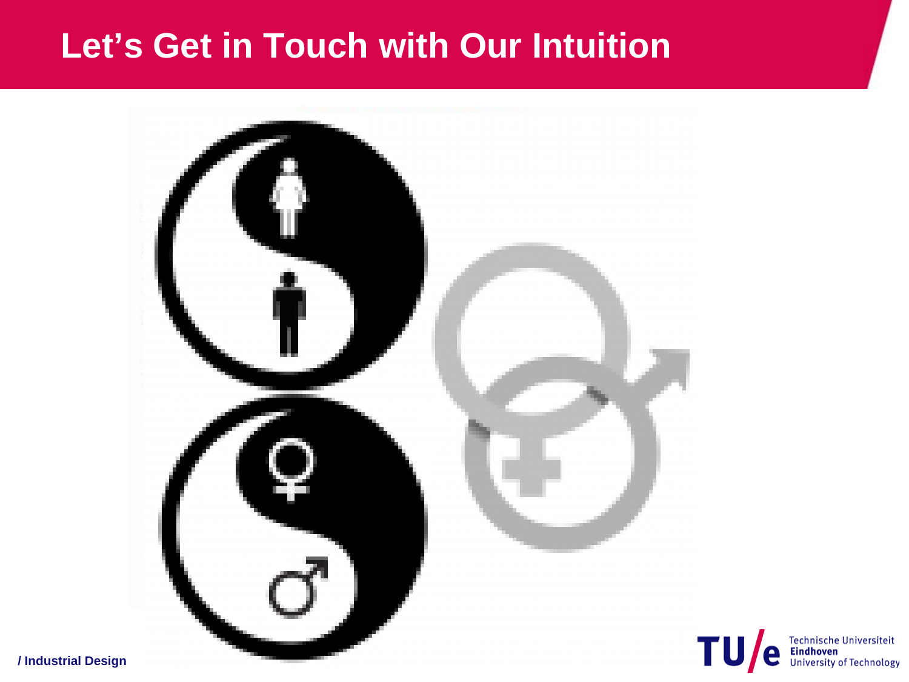# Let's Get in Touch with Our Intuition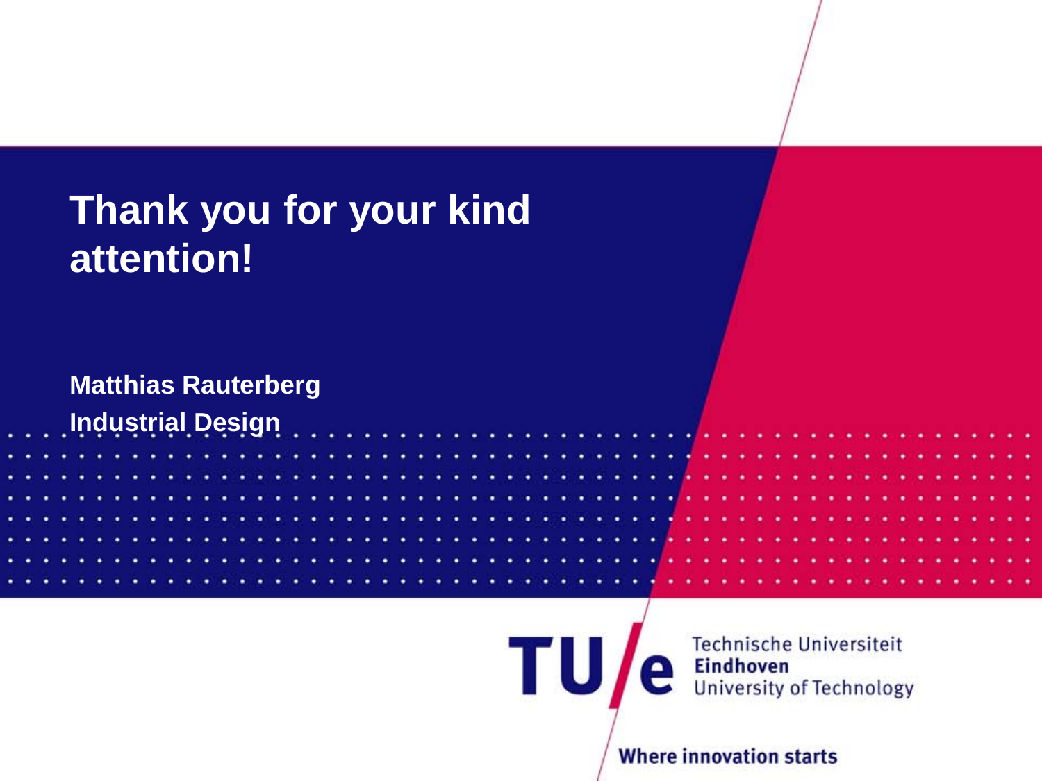# Thank you for your kind attention!

**Matthias Rauterberg**
**Industrial Design**

TU/e Technische Universiteit **Eindhoven** University of Technology

**Where innovation starts**